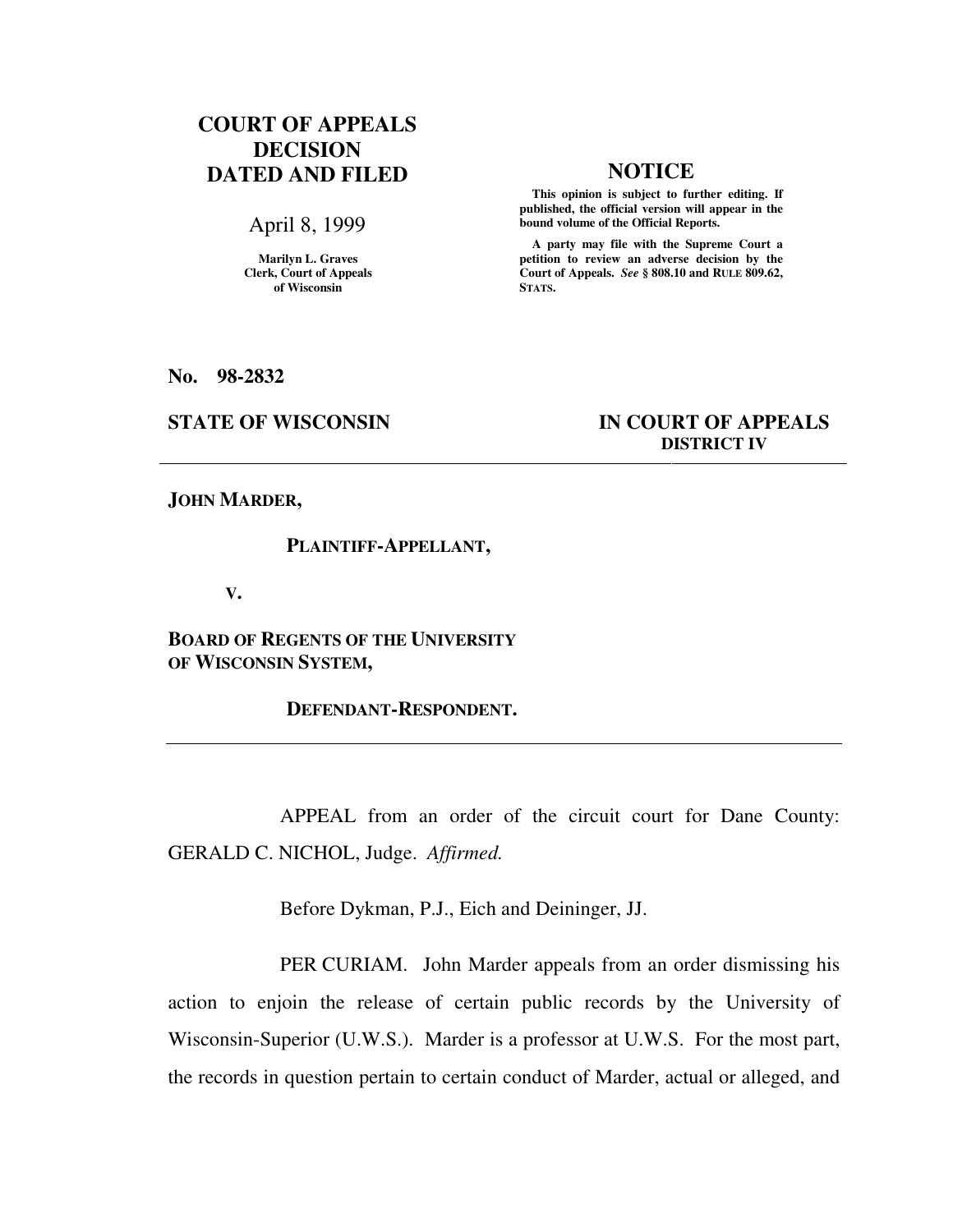**COURT OF APPEALS DECISION DATED AND FILED**

April 8, 1999

Marilyn L. Graves
Clerk, Court of Appeals
of Wisconsin

**NOTICE**

**This opinion is subject to further editing. If published, the official version will appear in the bound volume of the Official Reports.**

**A party may file with the Supreme Court a petition to review an adverse decision by the Court of Appeals.** ***See*** **§ 808.10 and RULE 809.62, STATS.**

**No. 98-2832**

**STATE OF WISCONSIN** **IN COURT OF APPEALS**
**DISTRICT IV**

---

**JOHN MARDER,**

**PLAINTIFF-APPELLANT,**

**V.**

**BOARD OF REGENTS OF THE UNIVERSITY OF WISCONSIN SYSTEM,**

**DEFENDANT-RESPONDENT.**

---

APPEAL from an order of the circuit court for Dane County: GERALD C. NICHOL, Judge. *Affirmed.*

Before Dykman, P.J., Eich and Deininger, JJ.

PER CURIAM. John Marder appeals from an order dismissing his action to enjoin the release of certain public records by the University of Wisconsin-Superior (U.W.S.). Marder is a professor at U.W.S. For the most part, the records in question pertain to certain conduct of Marder, actual or alleged, and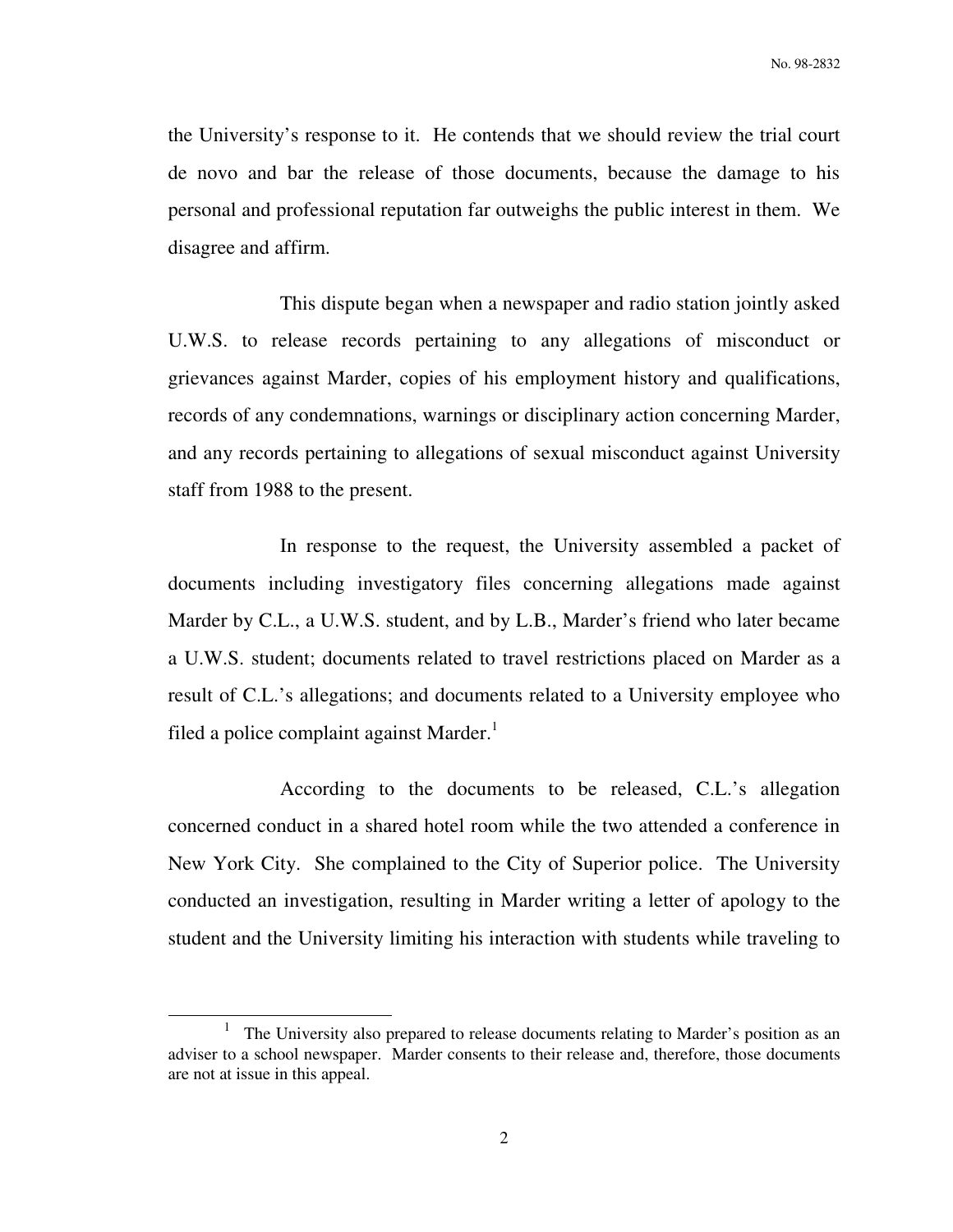the University's response to it. He contends that we should review the trial court de novo and bar the release of those documents, because the damage to his personal and professional reputation far outweighs the public interest in them. We disagree and affirm.

This dispute began when a newspaper and radio station jointly asked U.W.S. to release records pertaining to any allegations of misconduct or grievances against Marder, copies of his employment history and qualifications, records of any condemnations, warnings or disciplinary action concerning Marder, and any records pertaining to allegations of sexual misconduct against University staff from 1988 to the present.

In response to the request, the University assembled a packet of documents including investigatory files concerning allegations made against Marder by C.L., a U.W.S. student, and by L.B., Marder's friend who later became a U.W.S. student; documents related to travel restrictions placed on Marder as a result of C.L.'s allegations; and documents related to a University employee who filed a police complaint against Marder.[1]

According to the documents to be released, C.L.'s allegation concerned conduct in a shared hotel room while the two attended a conference in New York City. She complained to the City of Superior police. The University conducted an investigation, resulting in Marder writing a letter of apology to the student and the University limiting his interaction with students while traveling to

---

[1] The University also prepared to release documents relating to Marder's position as an adviser to a school newspaper. Marder consents to their release and, therefore, those documents are not at issue in this appeal.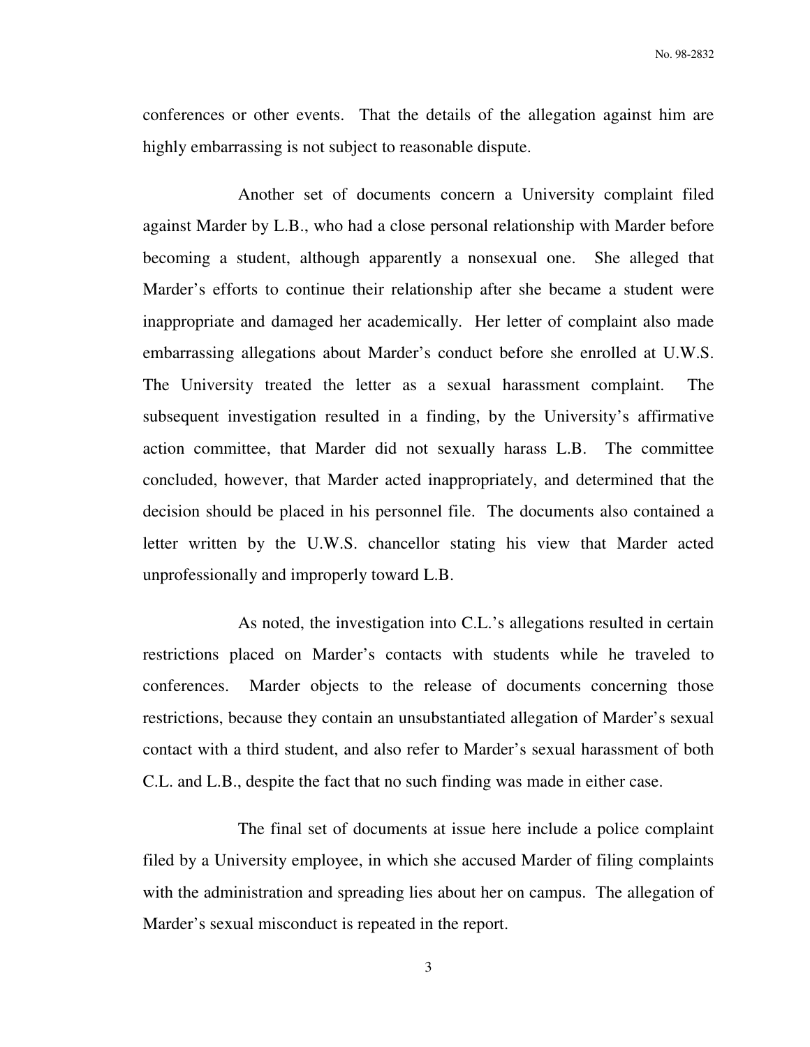conferences or other events. That the details of the allegation against him are highly embarrassing is not subject to reasonable dispute.

Another set of documents concern a University complaint filed against Marder by L.B., who had a close personal relationship with Marder before becoming a student, although apparently a nonsexual one. She alleged that Marder's efforts to continue their relationship after she became a student were inappropriate and damaged her academically. Her letter of complaint also made embarrassing allegations about Marder's conduct before she enrolled at U.W.S. The University treated the letter as a sexual harassment complaint. The subsequent investigation resulted in a finding, by the University's affirmative action committee, that Marder did not sexually harass L.B. The committee concluded, however, that Marder acted inappropriately, and determined that the decision should be placed in his personnel file. The documents also contained a letter written by the U.W.S. chancellor stating his view that Marder acted unprofessionally and improperly toward L.B.

As noted, the investigation into C.L.'s allegations resulted in certain restrictions placed on Marder's contacts with students while he traveled to conferences. Marder objects to the release of documents concerning those restrictions, because they contain an unsubstantiated allegation of Marder's sexual contact with a third student, and also refer to Marder's sexual harassment of both C.L. and L.B., despite the fact that no such finding was made in either case.

The final set of documents at issue here include a police complaint filed by a University employee, in which she accused Marder of filing complaints with the administration and spreading lies about her on campus. The allegation of Marder's sexual misconduct is repeated in the report.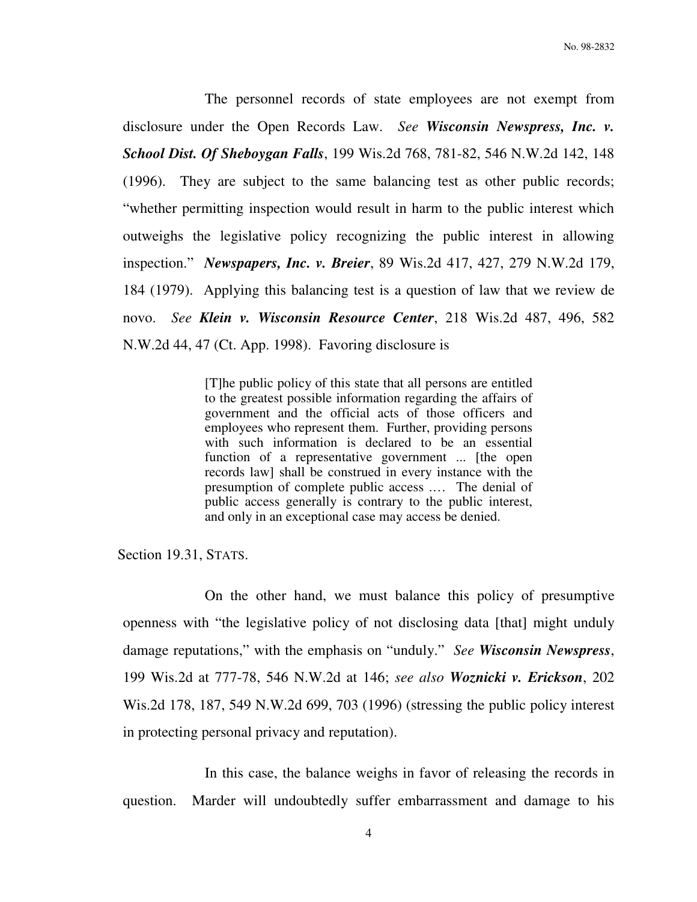The personnel records of state employees are not exempt from disclosure under the Open Records Law. *See* ***Wisconsin Newspress, Inc. v. School Dist. Of Sheboygan Falls***, 199 Wis.2d 768, 781-82, 546 N.W.2d 142, 148 (1996). They are subject to the same balancing test as other public records; "whether permitting inspection would result in harm to the public interest which outweighs the legislative policy recognizing the public interest in allowing inspection." ***Newspapers, Inc. v. Breier***, 89 Wis.2d 417, 427, 279 N.W.2d 179, 184 (1979). Applying this balancing test is a question of law that we review de novo. *See* ***Klein v. Wisconsin Resource Center***, 218 Wis.2d 487, 496, 582 N.W.2d 44, 47 (Ct. App. 1998). Favoring disclosure is

> [T]he public policy of this state that all persons are entitled to the greatest possible information regarding the affairs of government and the official acts of those officers and employees who represent them. Further, providing persons with such information is declared to be an essential function of a representative government ... [the open records law] shall be construed in every instance with the presumption of complete public access .… The denial of public access generally is contrary to the public interest, and only in an exceptional case may access be denied.

Section 19.31, STATS.

On the other hand, we must balance this policy of presumptive openness with "the legislative policy of not disclosing data [that] might unduly damage reputations," with the emphasis on "unduly." *See* ***Wisconsin Newspress***, 199 Wis.2d at 777-78, 546 N.W.2d at 146; *see also* ***Woznicki v. Erickson***, 202 Wis.2d 178, 187, 549 N.W.2d 699, 703 (1996) (stressing the public policy interest in protecting personal privacy and reputation).

In this case, the balance weighs in favor of releasing the records in question. Marder will undoubtedly suffer embarrassment and damage to his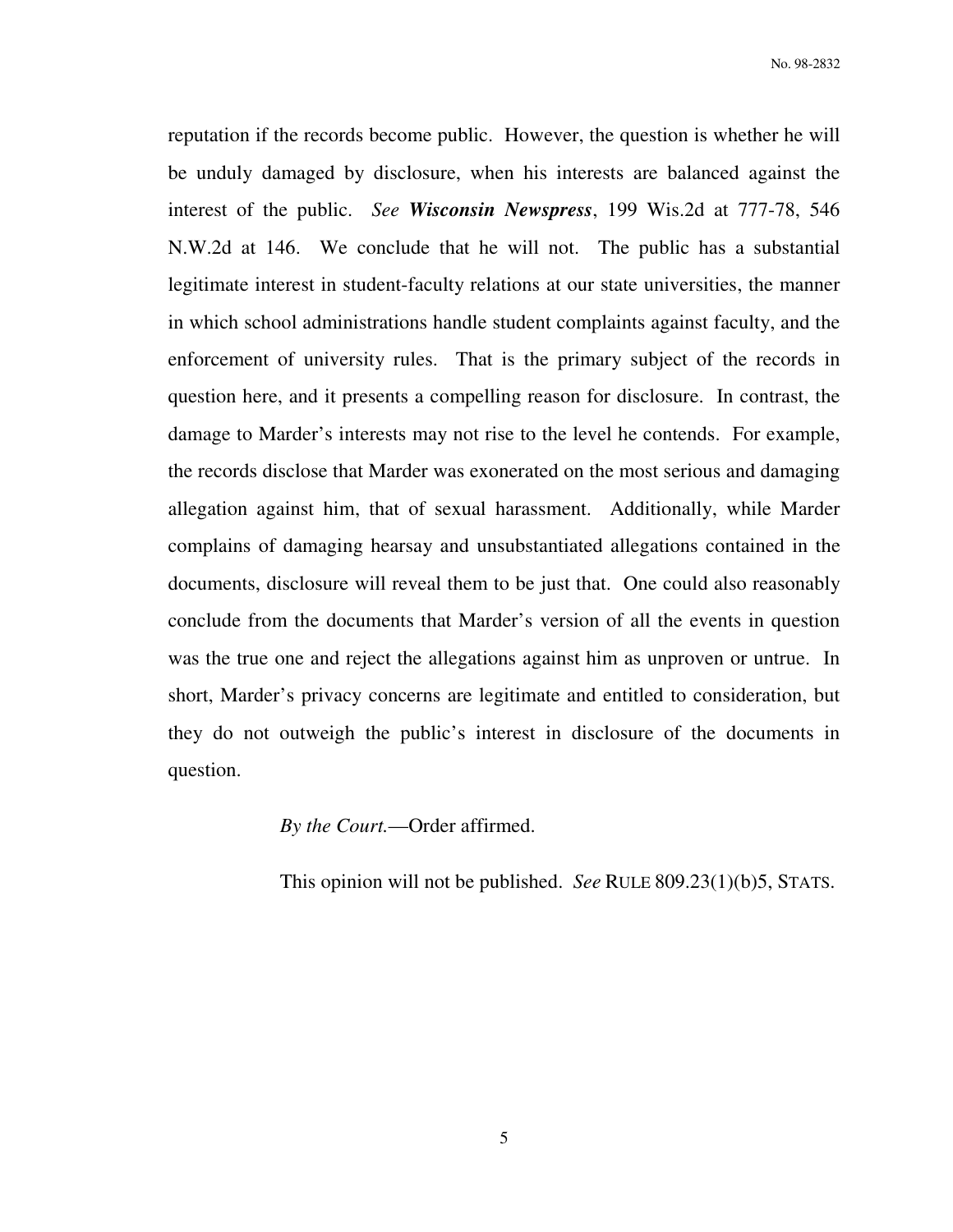reputation if the records become public. However, the question is whether he will be unduly damaged by disclosure, when his interests are balanced against the interest of the public. *See* ***Wisconsin Newspress***, 199 Wis.2d at 777-78, 546 N.W.2d at 146. We conclude that he will not. The public has a substantial legitimate interest in student-faculty relations at our state universities, the manner in which school administrations handle student complaints against faculty, and the enforcement of university rules. That is the primary subject of the records in question here, and it presents a compelling reason for disclosure. In contrast, the damage to Marder's interests may not rise to the level he contends. For example, the records disclose that Marder was exonerated on the most serious and damaging allegation against him, that of sexual harassment. Additionally, while Marder complains of damaging hearsay and unsubstantiated allegations contained in the documents, disclosure will reveal them to be just that. One could also reasonably conclude from the documents that Marder's version of all the events in question was the true one and reject the allegations against him as unproven or untrue. In short, Marder's privacy concerns are legitimate and entitled to consideration, but they do not outweigh the public's interest in disclosure of the documents in question.

*By the Court.*—Order affirmed.

This opinion will not be published. *See* RULE 809.23(1)(b)5, STATS.